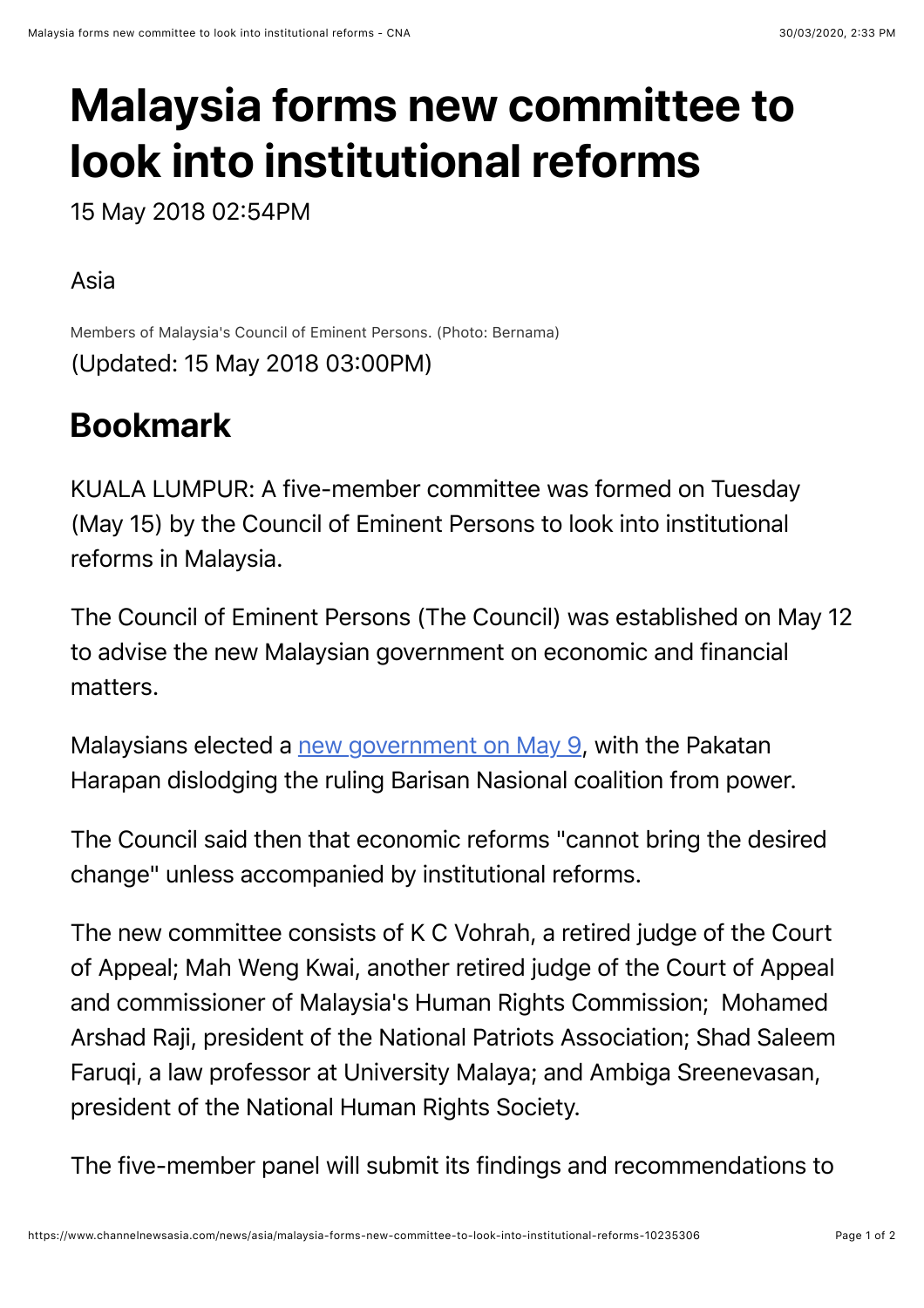# Malaysia forms new committee to look into institutional reforms

15 May 2018 02:54PM

Asia

Members of Malaysia's Council of Eminent Persons. (Photo: Bernama)

(Updated: 15 May 2018 03:00PM)

## Bookmark

KUALA LUMPUR: A five-member committee was formed on Tuesday (May 15) by the Council of Eminent Persons to look into institutional reforms in Malaysia.

The Council of Eminent Persons (The Council) was established on May 12 to advise the new Malaysian government on economic and financial matters.

Malaysians elected a [new government on May 9](), with the Pakatan Harapan dislodging the ruling Barisan Nasional coalition from power.

The Council said then that economic reforms "cannot bring the desired change" unless accompanied by institutional reforms.

The new committee consists of K C Vohrah, a retired judge of the Court of Appeal; Mah Weng Kwai, another retired judge of the Court of Appeal and commissioner of Malaysia's Human Rights Commission; Mohamed Arshad Raji, president of the National Patriots Association; Shad Saleem Faruqi, a law professor at University Malaya; and Ambiga Sreenevasan, president of the National Human Rights Society.

The five-member panel will submit its findings and recommendations to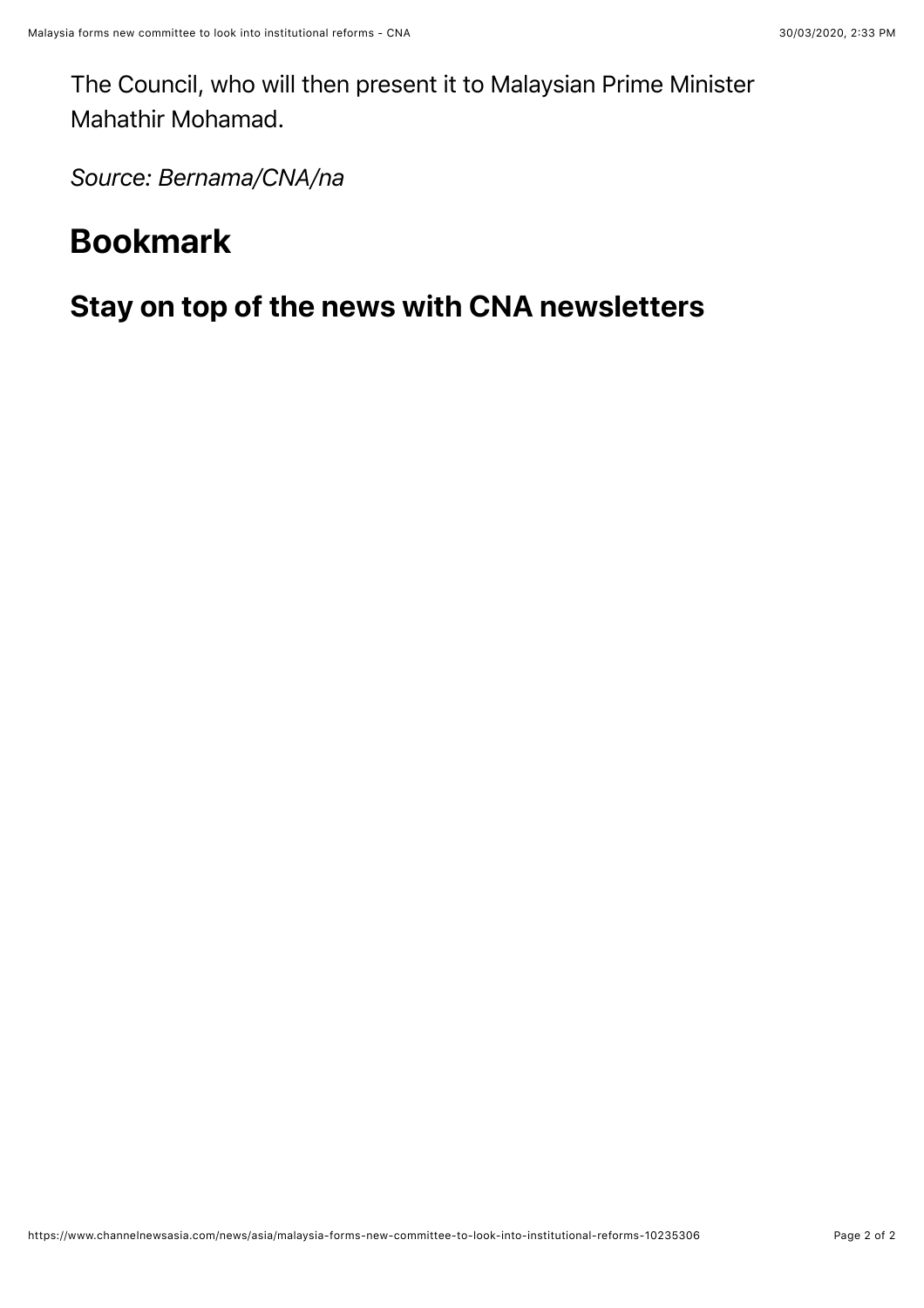The Council, who will then present it to Malaysian Prime Minister Mahathir Mohamad.

*Source: Bernama/CNA/na*

## Bookmark

## Stay on top of the news with CNA newsletters